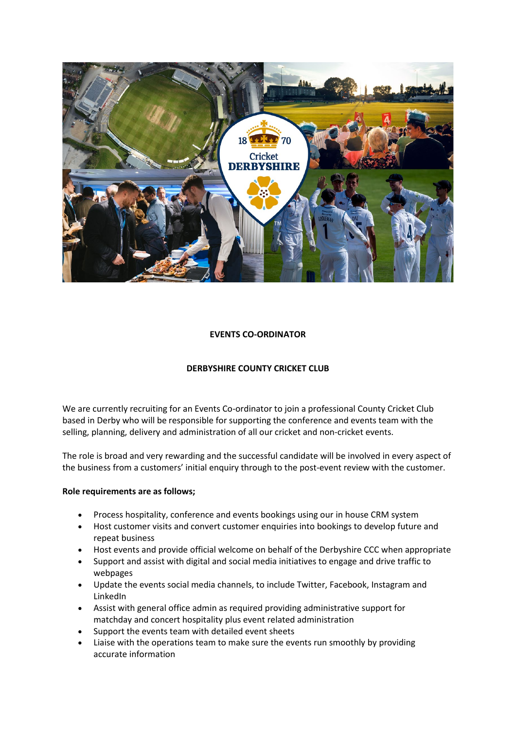# EVENTS CO-ORDINATOR

## DERBYSHIRE COUNTY CRICKET CLUB

We are currently recruiting for an Events Co-ordinator to join a professional County Cricket Club based in Derby who will be responsible for supporting the conference and events team with the selling, planning, delivery and administration of all our cricket and non-cricket events.

The role is broad and very rewarding and the successful candidate will be involved in every aspect of the business from a customers' initial enquiry through to the post-event review with the customer.

**Role requirements are as follows;**

- Process hospitality, conference and events bookings using our in house CRM system
- Host customer visits and convert customer enquiries into bookings to develop future and repeat business
- Host events and provide official welcome on behalf of the Derbyshire CCC when appropriate
- Support and assist with digital and social media initiatives to engage and drive traffic to webpages
- Update the events social media channels, to include Twitter, Facebook, Instagram and LinkedIn
- Assist with general office admin as required providing administrative support for matchday and concert hospitality plus event related administration
- Support the events team with detailed event sheets
- Liaise with the operations team to make sure the events run smoothly by providing accurate information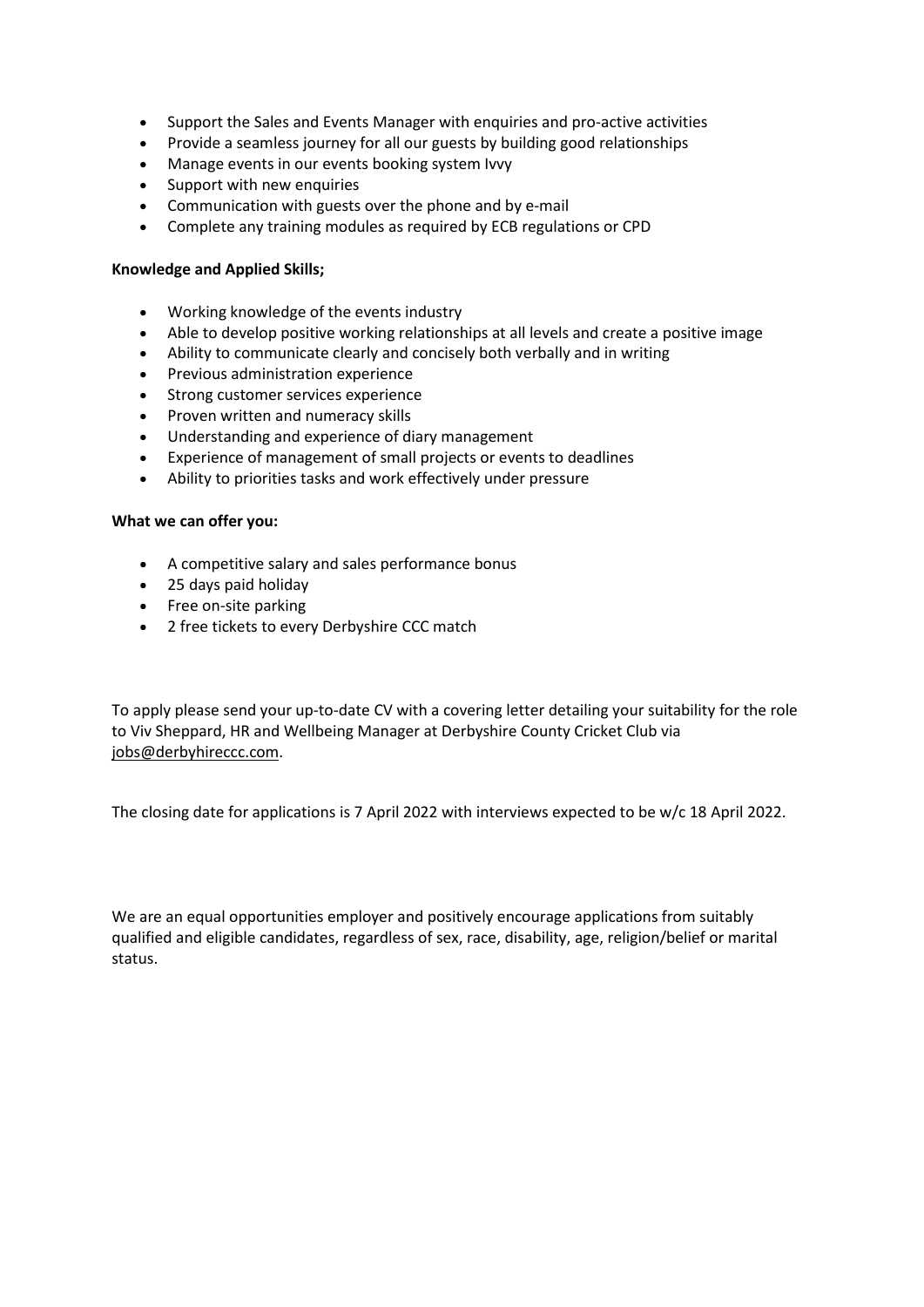- Support the Sales and Events Manager with enquiries and pro-active activities
- Provide a seamless journey for all our guests by building good relationships
- Manage events in our events booking system Ivvy
- Support with new enquiries
- Communication with guests over the phone and by e-mail
- Complete any training modules as required by ECB regulations or CPD

**Knowledge and Applied Skills;**

- Working knowledge of the events industry
- Able to develop positive working relationships at all levels and create a positive image
- Ability to communicate clearly and concisely both verbally and in writing
- Previous administration experience
- Strong customer services experience
- Proven written and numeracy skills
- Understanding and experience of diary management
- Experience of management of small projects or events to deadlines
- Ability to priorities tasks and work effectively under pressure

**What we can offer you:**

- A competitive salary and sales performance bonus
- 25 days paid holiday
- Free on-site parking
- 2 free tickets to every Derbyshire CCC match

To apply please send your up-to-date CV with a covering letter detailing your suitability for the role to Viv Sheppard, HR and Wellbeing Manager at Derbyshire County Cricket Club via jobs@derbyhireccc.com.

The closing date for applications is 7 April 2022 with interviews expected to be w/c 18 April 2022.

We are an equal opportunities employer and positively encourage applications from suitably qualified and eligible candidates, regardless of sex, race, disability, age, religion/belief or marital status.